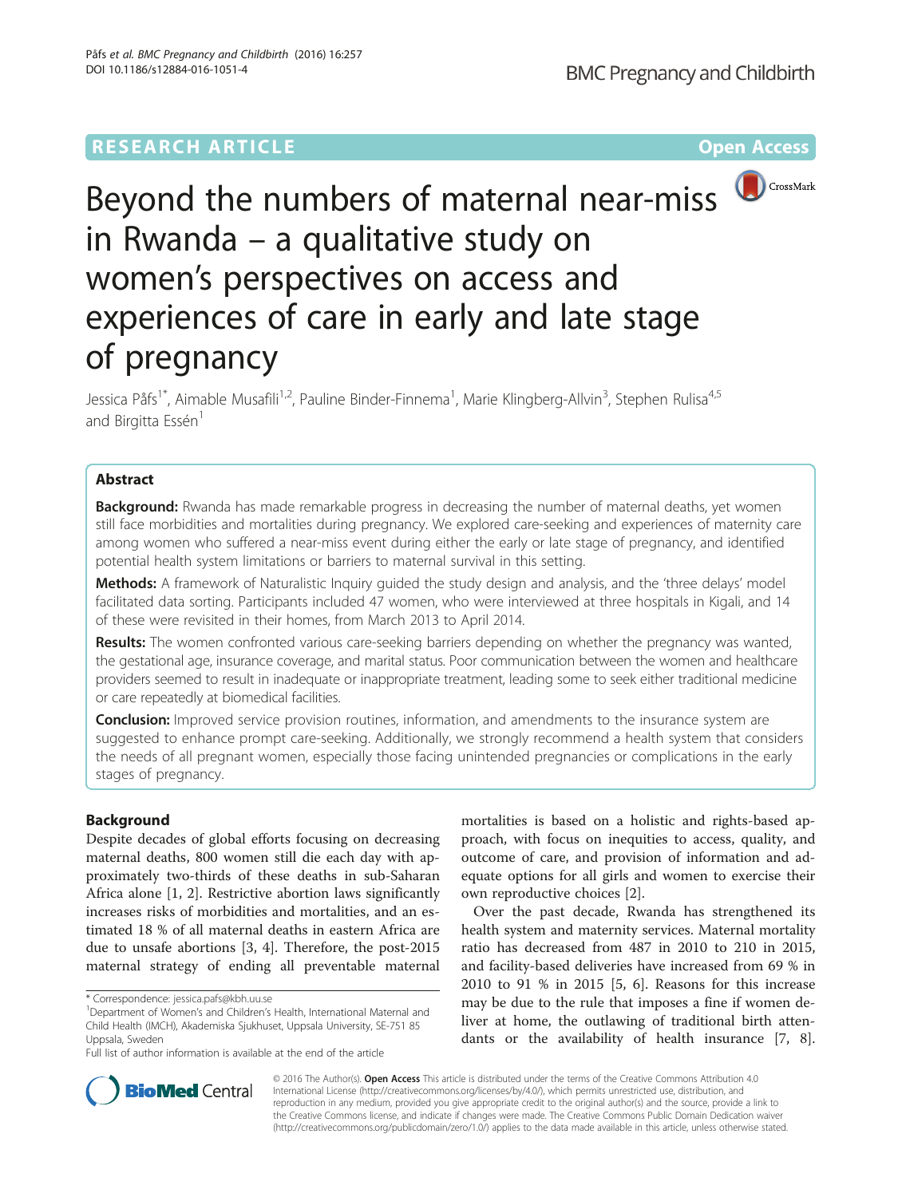RESEARCH ARTICLE

Open Access

# Beyond the numbers of maternal near-miss in Rwanda – a qualitative study on women's perspectives on access and experiences of care in early and late stage of pregnancy

Jessica Påfs[1*], Aimable Musafili[1,2], Pauline Binder-Finnema[1], Marie Klingberg-Allvin[3], Stephen Rulisa[4,5] and Birgitta Essén[1]

## Abstract

**Background:** Rwanda has made remarkable progress in decreasing the number of maternal deaths, yet women still face morbidities and mortalities during pregnancy. We explored care-seeking and experiences of maternity care among women who suffered a near-miss event during either the early or late stage of pregnancy, and identified potential health system limitations or barriers to maternal survival in this setting.

**Methods:** A framework of Naturalistic Inquiry guided the study design and analysis, and the 'three delays' model facilitated data sorting. Participants included 47 women, who were interviewed at three hospitals in Kigali, and 14 of these were revisited in their homes, from March 2013 to April 2014.

**Results:** The women confronted various care-seeking barriers depending on whether the pregnancy was wanted, the gestational age, insurance coverage, and marital status. Poor communication between the women and healthcare providers seemed to result in inadequate or inappropriate treatment, leading some to seek either traditional medicine or care repeatedly at biomedical facilities.

**Conclusion:** Improved service provision routines, information, and amendments to the insurance system are suggested to enhance prompt care-seeking. Additionally, we strongly recommend a health system that considers the needs of all pregnant women, especially those facing unintended pregnancies or complications in the early stages of pregnancy.

## Background

Despite decades of global efforts focusing on decreasing maternal deaths, 800 women still die each day with approximately two-thirds of these deaths in sub-Saharan Africa alone [1, 2]. Restrictive abortion laws significantly increases risks of morbidities and mortalities, and an estimated 18 % of all maternal deaths in eastern Africa are due to unsafe abortions [3, 4]. Therefore, the post-2015 maternal strategy of ending all preventable maternal mortalities is based on a holistic and rights-based approach, with focus on inequities to access, quality, and outcome of care, and provision of information and adequate options for all girls and women to exercise their own reproductive choices [2].

Over the past decade, Rwanda has strengthened its health system and maternity services. Maternal mortality ratio has decreased from 487 in 2010 to 210 in 2015, and facility-based deliveries have increased from 69 % in 2010 to 91 % in 2015 [5, 6]. Reasons for this increase may be due to the rule that imposes a fine if women deliver at home, the outlawing of traditional birth attendants or the availability of health insurance [7, 8].

\* Correspondence: jessica.pafs@kbh.uu.se

[1]Department of Women's and Children's Health, International Maternal and Child Health (IMCH), Akademiska Sjukhuset, Uppsala University, SE-751 85 Uppsala, Sweden

Full list of author information is available at the end of the article

© 2016 The Author(s). **Open Access** This article is distributed under the terms of the Creative Commons Attribution 4.0 International License (http://creativecommons.org/licenses/by/4.0/), which permits unrestricted use, distribution, and reproduction in any medium, provided you give appropriate credit to the original author(s) and the source, provide a link to the Creative Commons license, and indicate if changes were made. The Creative Commons Public Domain Dedication waiver (http://creativecommons.org/publicdomain/zero/1.0/) applies to the data made available in this article, unless otherwise stated.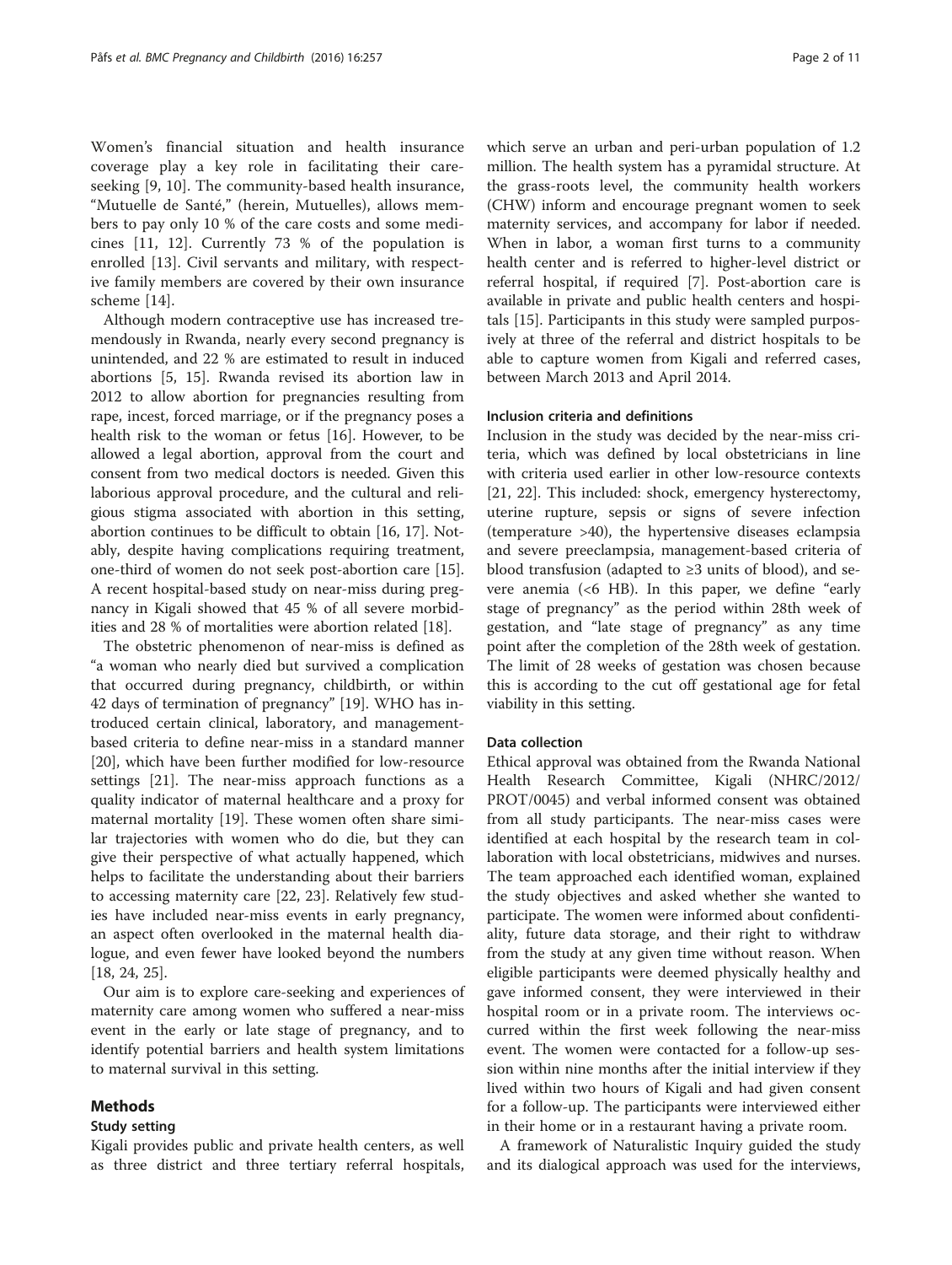Women's financial situation and health insurance coverage play a key role in facilitating their care-seeking [9, 10]. The community-based health insurance, "Mutuelle de Santé," (herein, Mutuelles), allows members to pay only 10 % of the care costs and some medicines [11, 12]. Currently 73 % of the population is enrolled [13]. Civil servants and military, with respective family members are covered by their own insurance scheme [14].

Although modern contraceptive use has increased tremendously in Rwanda, nearly every second pregnancy is unintended, and 22 % are estimated to result in induced abortions [5, 15]. Rwanda revised its abortion law in 2012 to allow abortion for pregnancies resulting from rape, incest, forced marriage, or if the pregnancy poses a health risk to the woman or fetus [16]. However, to be allowed a legal abortion, approval from the court and consent from two medical doctors is needed. Given this laborious approval procedure, and the cultural and religious stigma associated with abortion in this setting, abortion continues to be difficult to obtain [16, 17]. Notably, despite having complications requiring treatment, one-third of women do not seek post-abortion care [15]. A recent hospital-based study on near-miss during pregnancy in Kigali showed that 45 % of all severe morbidities and 28 % of mortalities were abortion related [18].

The obstetric phenomenon of near-miss is defined as "a woman who nearly died but survived a complication that occurred during pregnancy, childbirth, or within 42 days of termination of pregnancy" [19]. WHO has introduced certain clinical, laboratory, and management-based criteria to define near-miss in a standard manner [20], which have been further modified for low-resource settings [21]. The near-miss approach functions as a quality indicator of maternal healthcare and a proxy for maternal mortality [19]. These women often share similar trajectories with women who do die, but they can give their perspective of what actually happened, which helps to facilitate the understanding about their barriers to accessing maternity care [22, 23]. Relatively few studies have included near-miss events in early pregnancy, an aspect often overlooked in the maternal health dialogue, and even fewer have looked beyond the numbers [18, 24, 25].

Our aim is to explore care-seeking and experiences of maternity care among women who suffered a near-miss event in the early or late stage of pregnancy, and to identify potential barriers and health system limitations to maternal survival in this setting.

## Methods

### Study setting

Kigali provides public and private health centers, as well as three district and three tertiary referral hospitals, which serve an urban and peri-urban population of 1.2 million. The health system has a pyramidal structure. At the grass-roots level, the community health workers (CHW) inform and encourage pregnant women to seek maternity services, and accompany for labor if needed. When in labor, a woman first turns to a community health center and is referred to higher-level district or referral hospital, if required [7]. Post-abortion care is available in private and public health centers and hospitals [15]. Participants in this study were sampled purposively at three of the referral and district hospitals to be able to capture women from Kigali and referred cases, between March 2013 and April 2014.

### Inclusion criteria and definitions

Inclusion in the study was decided by the near-miss criteria, which was defined by local obstetricians in line with criteria used earlier in other low-resource contexts [21, 22]. This included: shock, emergency hysterectomy, uterine rupture, sepsis or signs of severe infection (temperature >40), the hypertensive diseases eclampsia and severe preeclampsia, management-based criteria of blood transfusion (adapted to ≥3 units of blood), and severe anemia (<6 HB). In this paper, we define "early stage of pregnancy" as the period within 28th week of gestation, and "late stage of pregnancy" as any time point after the completion of the 28th week of gestation. The limit of 28 weeks of gestation was chosen because this is according to the cut off gestational age for fetal viability in this setting.

### Data collection

Ethical approval was obtained from the Rwanda National Health Research Committee, Kigali (NHRC/2012/PROT/0045) and verbal informed consent was obtained from all study participants. The near-miss cases were identified at each hospital by the research team in collaboration with local obstetricians, midwives and nurses. The team approached each identified woman, explained the study objectives and asked whether she wanted to participate. The women were informed about confidentiality, future data storage, and their right to withdraw from the study at any given time without reason. When eligible participants were deemed physically healthy and gave informed consent, they were interviewed in their hospital room or in a private room. The interviews occurred within the first week following the near-miss event. The women were contacted for a follow-up session within nine months after the initial interview if they lived within two hours of Kigali and had given consent for a follow-up. The participants were interviewed either in their home or in a restaurant having a private room.

A framework of Naturalistic Inquiry guided the study and its dialogical approach was used for the interviews,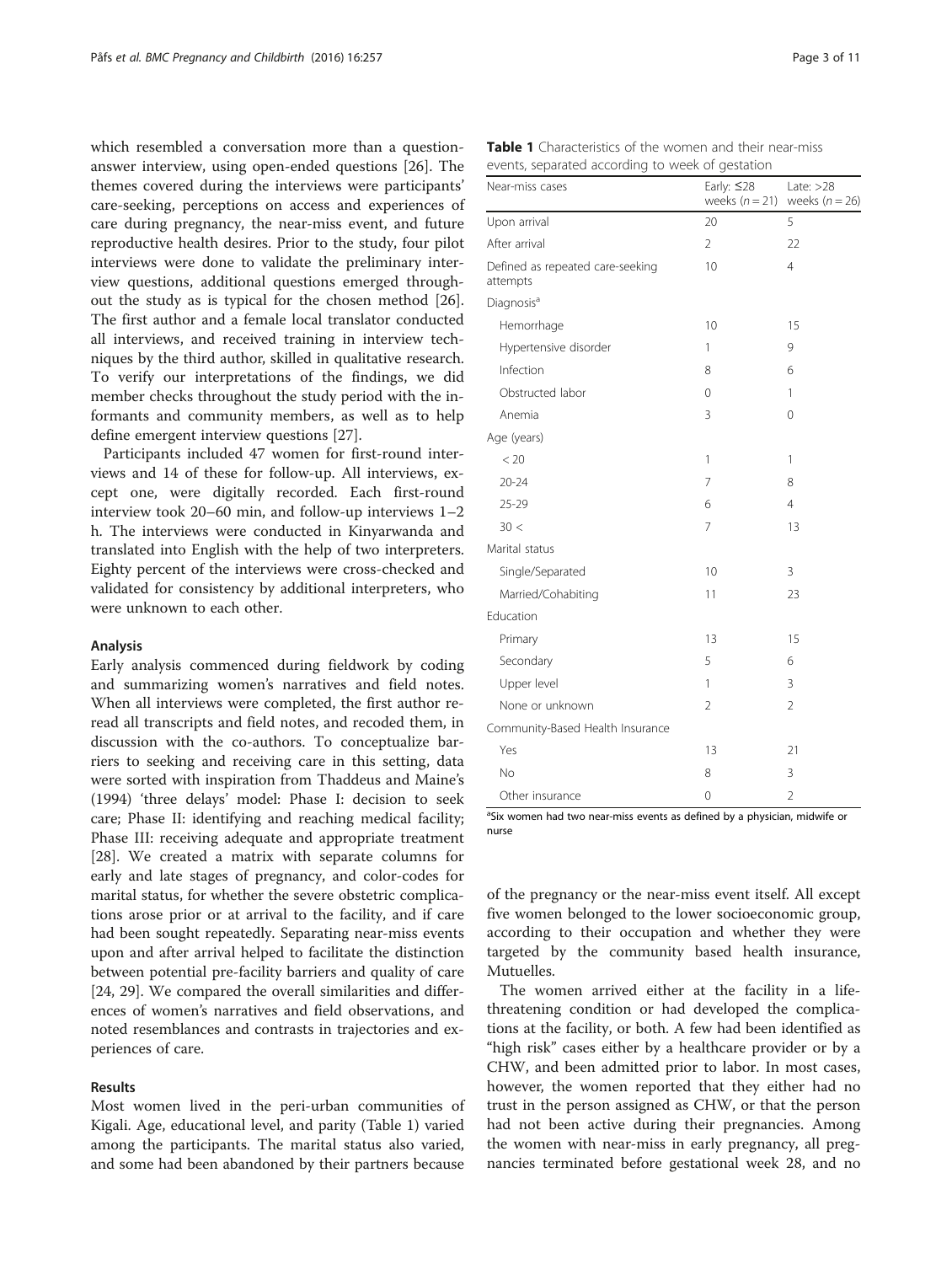which resembled a conversation more than a question-answer interview, using open-ended questions [26]. The themes covered during the interviews were participants' care-seeking, perceptions on access and experiences of care during pregnancy, the near-miss event, and future reproductive health desires. Prior to the study, four pilot interviews were done to validate the preliminary interview questions, additional questions emerged throughout the study as is typical for the chosen method [26]. The first author and a female local translator conducted all interviews, and received training in interview techniques by the third author, skilled in qualitative research. To verify our interpretations of the findings, we did member checks throughout the study period with the informants and community members, as well as to help define emergent interview questions [27].

Participants included 47 women for first-round interviews and 14 of these for follow-up. All interviews, except one, were digitally recorded. Each first-round interview took 20–60 min, and follow-up interviews 1–2 h. The interviews were conducted in Kinyarwanda and translated into English with the help of two interpreters. Eighty percent of the interviews were cross-checked and validated for consistency by additional interpreters, who were unknown to each other.

### Analysis

Early analysis commenced during fieldwork by coding and summarizing women's narratives and field notes. When all interviews were completed, the first author reread all transcripts and field notes, and recoded them, in discussion with the co-authors. To conceptualize barriers to seeking and receiving care in this setting, data were sorted with inspiration from Thaddeus and Maine's (1994) 'three delays' model: Phase I: decision to seek care; Phase II: identifying and reaching medical facility; Phase III: receiving adequate and appropriate treatment [28]. We created a matrix with separate columns for early and late stages of pregnancy, and color-codes for marital status, for whether the severe obstetric complications arose prior or at arrival to the facility, and if care had been sought repeatedly. Separating near-miss events upon and after arrival helped to facilitate the distinction between potential pre-facility barriers and quality of care [24, 29]. We compared the overall similarities and differences of women's narratives and field observations, and noted resemblances and contrasts in trajectories and experiences of care.

## Results

Most women lived in the peri-urban communities of Kigali. Age, educational level, and parity (Table 1) varied among the participants. The marital status also varied, and some had been abandoned by their partners because of the pregnancy or the near-miss event itself. All except five women belonged to the lower socioeconomic group, according to their occupation and whether they were targeted by the community based health insurance, Mutuelles.

**Table 1** Characteristics of the women and their near-miss events, separated according to week of gestation

| Near-miss cases | Early: ≤28 weeks ($n = 21$) | Late: >28 weeks ($n = 26$) |
|---|---|---|
| Upon arrival | 20 | 5 |
| After arrival | 2 | 22 |
| Defined as repeated care-seeking attempts | 10 | 4 |
| Diagnosis[a] | | |
| Hemorrhage | 10 | 15 |
| Hypertensive disorder | 1 | 9 |
| Infection | 8 | 6 |
| Obstructed labor | 0 | 1 |
| Anemia | 3 | 0 |
| Age (years) | | |
| < 20 | 1 | 1 |
| 20-24 | 7 | 8 |
| 25-29 | 6 | 4 |
| 30 < | 7 | 13 |
| Marital status | | |
| Single/Separated | 10 | 3 |
| Married/Cohabiting | 11 | 23 |
| Education | | |
| Primary | 13 | 15 |
| Secondary | 5 | 6 |
| Upper level | 1 | 3 |
| None or unknown | 2 | 2 |
| Community-Based Health Insurance | | |
| Yes | 13 | 21 |
| No | 8 | 3 |
| Other insurance | 0 | 2 |

[a]Six women had two near-miss events as defined by a physician, midwife or nurse

The women arrived either at the facility in a life-threatening condition or had developed the complications at the facility, or both. A few had been identified as "high risk" cases either by a healthcare provider or by a CHW, and been admitted prior to labor. In most cases, however, the women reported that they either had no trust in the person assigned as CHW, or that the person had not been active during their pregnancies. Among the women with near-miss in early pregnancy, all pregnancies terminated before gestational week 28, and no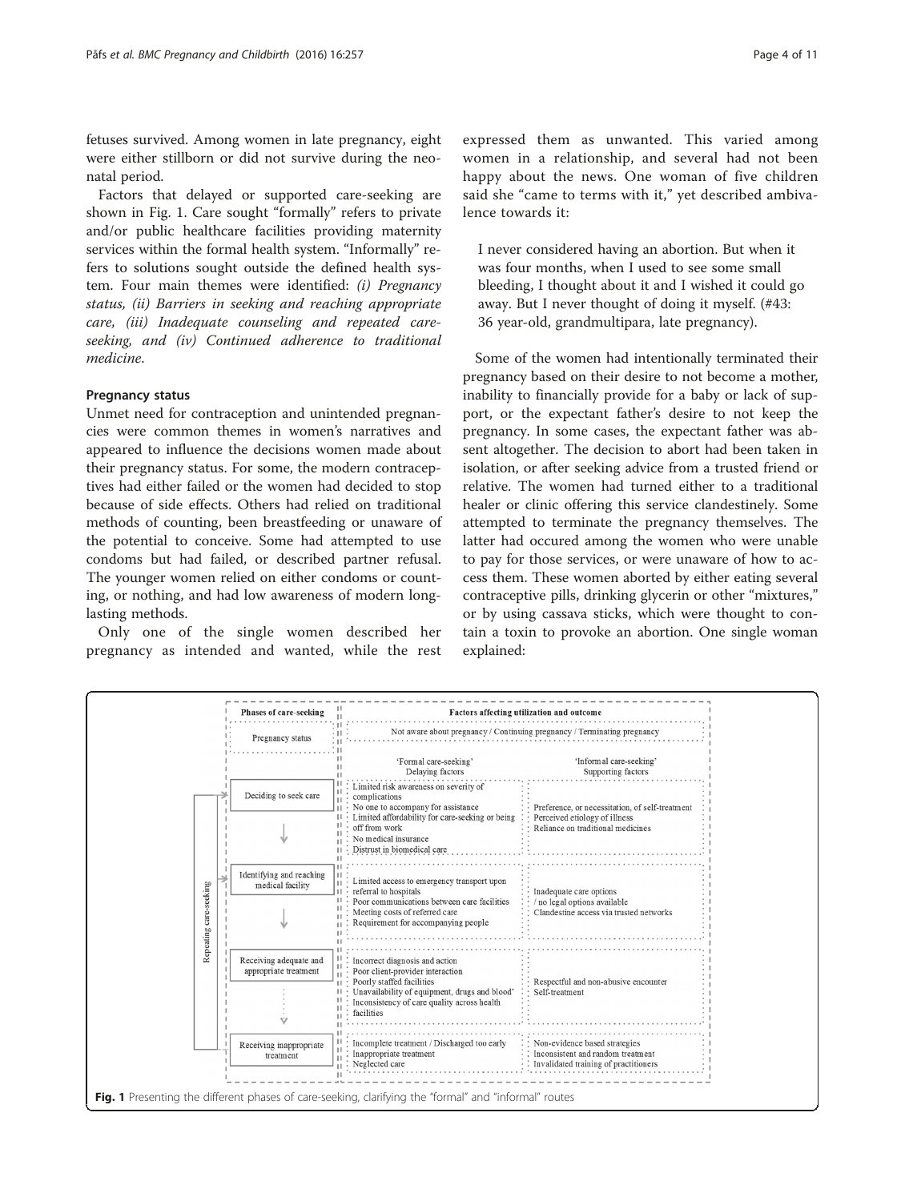fetuses survived. Among women in late pregnancy, eight were either stillborn or did not survive during the neonatal period.

Factors that delayed or supported care-seeking are shown in Fig. 1. Care sought "formally" refers to private and/or public healthcare facilities providing maternity services within the formal health system. "Informally" refers to solutions sought outside the defined health system. Four main themes were identified: *(i) Pregnancy status, (ii) Barriers in seeking and reaching appropriate care, (iii) Inadequate counseling and repeated care-seeking, and (iv) Continued adherence to traditional medicine*.

### Pregnancy status

Unmet need for contraception and unintended pregnancies were common themes in women's narratives and appeared to influence the decisions women made about their pregnancy status. For some, the modern contraceptives had either failed or the women had decided to stop because of side effects. Others had relied on traditional methods of counting, been breastfeeding or unaware of the potential to conceive. Some had attempted to use condoms but had failed, or described partner refusal. The younger women relied on either condoms or counting, or nothing, and had low awareness of modern long-lasting methods.

Only one of the single women described her pregnancy as intended and wanted, while the rest expressed them as unwanted. This varied among women in a relationship, and several had not been happy about the news. One woman of five children said she "came to terms with it," yet described ambivalence towards it:

> I never considered having an abortion. But when it was four months, when I used to see some small bleeding, I thought about it and I wished it could go away. But I never thought of doing it myself. (#43: 36 year-old, grandmultipara, late pregnancy).

Some of the women had intentionally terminated their pregnancy based on their desire to not become a mother, inability to financially provide for a baby or lack of support, or the expectant father's desire to not keep the pregnancy. In some cases, the expectant father was absent altogether. The decision to abort had been taken in isolation, or after seeking advice from a trusted friend or relative. The women had turned either to a traditional healer or clinic offering this service clandestinely. Some attempted to terminate the pregnancy themselves. The latter had occured among the women who were unable to pay for those services, or were unaware of how to access them. These women aborted by either eating several contraceptive pills, drinking glycerin or other "mixtures," or by using cassava sticks, which were thought to contain a toxin to provoke an abortion. One single woman explained:

| Phases of care-seeking | Factors affecting utilization and outcome | |
|---|---|---|
| Pregnancy status | Not aware about pregnancy / Continuing pregnancy / Terminating pregnancy | |
| | 'Formal care-seeking' Delaying factors | 'Informal care-seeking' Supporting factors |
| Deciding to seek care | Limited risk awareness on severity of complications; No one to accompany for assistance; Limited affordability for care-seeking or being off from work; No medical insurance; Distrust in biomedical care | Preference, or necessitation, of self-treatment; Perceived etiology of illness; Reliance on traditional medicines |
| Identifying and reaching medical facility | Limited access to emergency transport upon referral to hospitals; Poor communications between care facilities; Meeting costs of referred care; Requirement for accompanying people | Inadequate care options / no legal options available; Clandestine access via trusted networks |
| Receiving adequate and appropriate treatment | Incorrect diagnosis and action; Poor client-provider interaction; Poorly staffed facilities; Unavailability of equipment, drugs and blood; Inconsistency of care quality across health facilities | Respectful and non-abusive encounter; Self-treatment |
| Receiving inappropriate treatment | Incomplete treatment / Discharged too early; Inappropriate treatment; Neglected care | Non-evidence based strategies; Inconsistent and random treatment; Invalidated training of practitioners |

(Repeating care-seeking)

**Fig. 1** Presenting the different phases of care-seeking, clarifying the "formal" and "informal" routes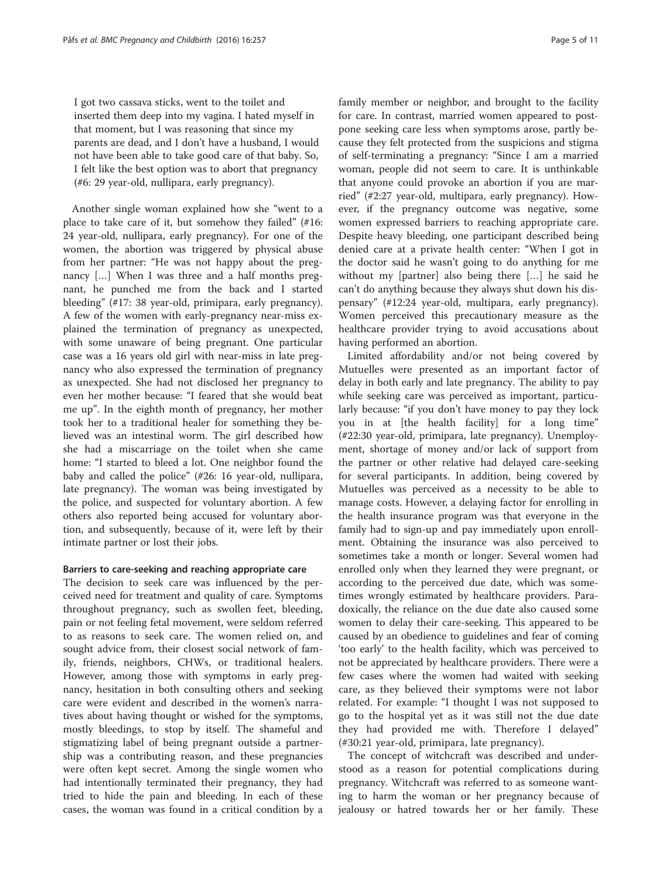> I got two cassava sticks, went to the toilet and inserted them deep into my vagina. I hated myself in that moment, but I was reasoning that since my parents are dead, and I don't have a husband, I would not have been able to take good care of that baby. So, I felt like the best option was to abort that pregnancy (#6: 29 year-old, nullipara, early pregnancy).

Another single woman explained how she "went to a place to take care of it, but somehow they failed" (#16: 24 year-old, nullipara, early pregnancy). For one of the women, the abortion was triggered by physical abuse from her partner: "He was not happy about the pregnancy […] When I was three and a half months pregnant, he punched me from the back and I started bleeding" (#17: 38 year-old, primipara, early pregnancy). A few of the women with early-pregnancy near-miss explained the termination of pregnancy as unexpected, with some unaware of being pregnant. One particular case was a 16 years old girl with near-miss in late pregnancy who also expressed the termination of pregnancy as unexpected. She had not disclosed her pregnancy to even her mother because: "I feared that she would beat me up". In the eighth month of pregnancy, her mother took her to a traditional healer for something they believed was an intestinal worm. The girl described how she had a miscarriage on the toilet when she came home: "I started to bleed a lot. One neighbor found the baby and called the police" (#26: 16 year-old, nullipara, late pregnancy). The woman was being investigated by the police, and suspected for voluntary abortion. A few others also reported being accused for voluntary abortion, and subsequently, because of it, were left by their intimate partner or lost their jobs.

#### Barriers to care-seeking and reaching appropriate care

The decision to seek care was influenced by the perceived need for treatment and quality of care. Symptoms throughout pregnancy, such as swollen feet, bleeding, pain or not feeling fetal movement, were seldom referred to as reasons to seek care. The women relied on, and sought advice from, their closest social network of family, friends, neighbors, CHWs, or traditional healers. However, among those with symptoms in early pregnancy, hesitation in both consulting others and seeking care were evident and described in the women's narratives about having thought or wished for the symptoms, mostly bleedings, to stop by itself. The shameful and stigmatizing label of being pregnant outside a partnership was a contributing reason, and these pregnancies were often kept secret. Among the single women who had intentionally terminated their pregnancy, they had tried to hide the pain and bleeding. In each of these cases, the woman was found in a critical condition by a family member or neighbor, and brought to the facility for care. In contrast, married women appeared to postpone seeking care less when symptoms arose, partly because they felt protected from the suspicions and stigma of self-terminating a pregnancy: "Since I am a married woman, people did not seem to care. It is unthinkable that anyone could provoke an abortion if you are married" (#2:27 year-old, multipara, early pregnancy). However, if the pregnancy outcome was negative, some women expressed barriers to reaching appropriate care. Despite heavy bleeding, one participant described being denied care at a private health center: "When I got in the doctor said he wasn't going to do anything for me without my [partner] also being there […] he said he can't do anything because they always shut down his dispensary" (#12:24 year-old, multipara, early pregnancy). Women perceived this precautionary measure as the healthcare provider trying to avoid accusations about having performed an abortion.

Limited affordability and/or not being covered by Mutuelles were presented as an important factor of delay in both early and late pregnancy. The ability to pay while seeking care was perceived as important, particularly because: "if you don't have money to pay they lock you in at [the health facility] for a long time" (#22:30 year-old, primipara, late pregnancy). Unemployment, shortage of money and/or lack of support from the partner or other relative had delayed care-seeking for several participants. In addition, being covered by Mutuelles was perceived as a necessity to be able to manage costs. However, a delaying factor for enrolling in the health insurance program was that everyone in the family had to sign-up and pay immediately upon enrollment. Obtaining the insurance was also perceived to sometimes take a month or longer. Several women had enrolled only when they learned they were pregnant, or according to the perceived due date, which was sometimes wrongly estimated by healthcare providers. Paradoxically, the reliance on the due date also caused some women to delay their care-seeking. This appeared to be caused by an obedience to guidelines and fear of coming 'too early' to the health facility, which was perceived to not be appreciated by healthcare providers. There were a few cases where the women had waited with seeking care, as they believed their symptoms were not labor related. For example: "I thought I was not supposed to go to the hospital yet as it was still not the due date they had provided me with. Therefore I delayed" (#30:21 year-old, primipara, late pregnancy).

The concept of witchcraft was described and understood as a reason for potential complications during pregnancy. Witchcraft was referred to as someone wanting to harm the woman or her pregnancy because of jealousy or hatred towards her or her family. These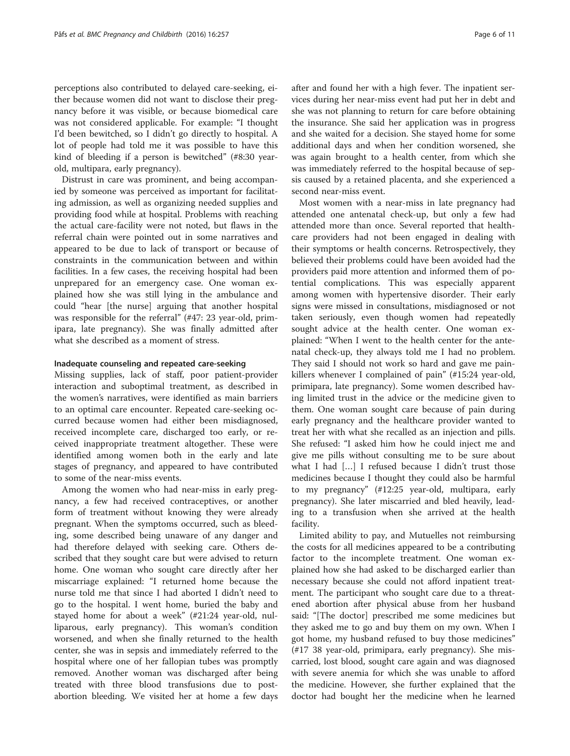perceptions also contributed to delayed care-seeking, either because women did not want to disclose their pregnancy before it was visible, or because biomedical care was not considered applicable. For example: "I thought I'd been bewitched, so I didn't go directly to hospital. A lot of people had told me it was possible to have this kind of bleeding if a person is bewitched" (#8:30 year-old, multipara, early pregnancy).

Distrust in care was prominent, and being accompanied by someone was perceived as important for facilitating admission, as well as organizing needed supplies and providing food while at hospital. Problems with reaching the actual care-facility were not noted, but flaws in the referral chain were pointed out in some narratives and appeared to be due to lack of transport or because of constraints in the communication between and within facilities. In a few cases, the receiving hospital had been unprepared for an emergency case. One woman explained how she was still lying in the ambulance and could "hear [the nurse] arguing that another hospital was responsible for the referral" (#47: 23 year-old, primipara, late pregnancy). She was finally admitted after what she described as a moment of stress.

#### Inadequate counseling and repeated care-seeking

Missing supplies, lack of staff, poor patient-provider interaction and suboptimal treatment, as described in the women's narratives, were identified as main barriers to an optimal care encounter. Repeated care-seeking occurred because women had either been misdiagnosed, received incomplete care, discharged too early, or received inappropriate treatment altogether. These were identified among women both in the early and late stages of pregnancy, and appeared to have contributed to some of the near-miss events.

Among the women who had near-miss in early pregnancy, a few had received contraceptives, or another form of treatment without knowing they were already pregnant. When the symptoms occurred, such as bleeding, some described being unaware of any danger and had therefore delayed with seeking care. Others described that they sought care but were advised to return home. One woman who sought care directly after her miscarriage explained: "I returned home because the nurse told me that since I had aborted I didn't need to go to the hospital. I went home, buried the baby and stayed home for about a week" (#21:24 year-old, nulliparous, early pregnancy). This woman's condition worsened, and when she finally returned to the health center, she was in sepsis and immediately referred to the hospital where one of her fallopian tubes was promptly removed. Another woman was discharged after being treated with three blood transfusions due to post-abortion bleeding. We visited her at home a few days after and found her with a high fever. The inpatient services during her near-miss event had put her in debt and she was not planning to return for care before obtaining the insurance. She said her application was in progress and she waited for a decision. She stayed home for some additional days and when her condition worsened, she was again brought to a health center, from which she was immediately referred to the hospital because of sepsis caused by a retained placenta, and she experienced a second near-miss event.

Most women with a near-miss in late pregnancy had attended one antenatal check-up, but only a few had attended more than once. Several reported that healthcare providers had not been engaged in dealing with their symptoms or health concerns. Retrospectively, they believed their problems could have been avoided had the providers paid more attention and informed them of potential complications. This was especially apparent among women with hypertensive disorder. Their early signs were missed in consultations, misdiagnosed or not taken seriously, even though women had repeatedly sought advice at the health center. One woman explained: "When I went to the health center for the antenatal check-up, they always told me I had no problem. They said I should not work so hard and gave me painkillers whenever I complained of pain" (#15:24 year-old, primipara, late pregnancy). Some women described having limited trust in the advice or the medicine given to them. One woman sought care because of pain during early pregnancy and the healthcare provider wanted to treat her with what she recalled as an injection and pills. She refused: "I asked him how he could inject me and give me pills without consulting me to be sure about what I had […] I refused because I didn't trust those medicines because I thought they could also be harmful to my pregnancy" (#12:25 year-old, multipara, early pregnancy). She later miscarried and bled heavily, leading to a transfusion when she arrived at the health facility.

Limited ability to pay, and Mutuelles not reimbursing the costs for all medicines appeared to be a contributing factor to the incomplete treatment. One woman explained how she had asked to be discharged earlier than necessary because she could not afford inpatient treatment. The participant who sought care due to a threatened abortion after physical abuse from her husband said: "[The doctor] prescribed me some medicines but they asked me to go and buy them on my own. When I got home, my husband refused to buy those medicines" (#17 38 year-old, primipara, early pregnancy). She miscarried, lost blood, sought care again and was diagnosed with severe anemia for which she was unable to afford the medicine. However, she further explained that the doctor had bought her the medicine when he learned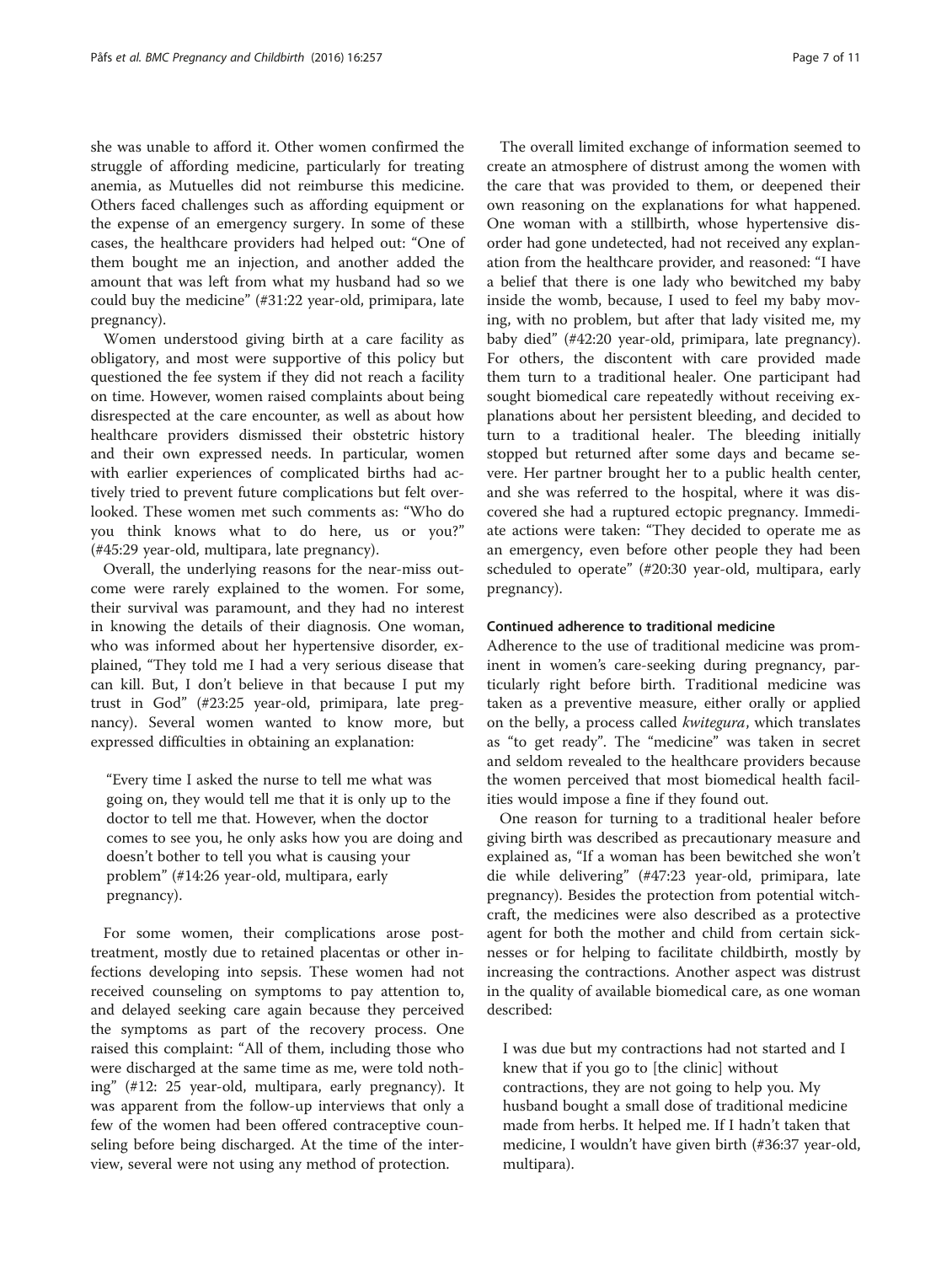she was unable to afford it. Other women confirmed the struggle of affording medicine, particularly for treating anemia, as Mutuelles did not reimburse this medicine. Others faced challenges such as affording equipment or the expense of an emergency surgery. In some of these cases, the healthcare providers had helped out: "One of them bought me an injection, and another added the amount that was left from what my husband had so we could buy the medicine" (#31:22 year-old, primipara, late pregnancy).

Women understood giving birth at a care facility as obligatory, and most were supportive of this policy but questioned the fee system if they did not reach a facility on time. However, women raised complaints about being disrespected at the care encounter, as well as about how healthcare providers dismissed their obstetric history and their own expressed needs. In particular, women with earlier experiences of complicated births had actively tried to prevent future complications but felt overlooked. These women met such comments as: "Who do you think knows what to do here, us or you?" (#45:29 year-old, multipara, late pregnancy).

Overall, the underlying reasons for the near-miss outcome were rarely explained to the women. For some, their survival was paramount, and they had no interest in knowing the details of their diagnosis. One woman, who was informed about her hypertensive disorder, explained, "They told me I had a very serious disease that can kill. But, I don't believe in that because I put my trust in God" (#23:25 year-old, primipara, late pregnancy). Several women wanted to know more, but expressed difficulties in obtaining an explanation:

> "Every time I asked the nurse to tell me what was going on, they would tell me that it is only up to the doctor to tell me that. However, when the doctor comes to see you, he only asks how you are doing and doesn't bother to tell you what is causing your problem" (#14:26 year-old, multipara, early pregnancy).

For some women, their complications arose post-treatment, mostly due to retained placentas or other infections developing into sepsis. These women had not received counseling on symptoms to pay attention to, and delayed seeking care again because they perceived the symptoms as part of the recovery process. One raised this complaint: "All of them, including those who were discharged at the same time as me, were told nothing" (#12: 25 year-old, multipara, early pregnancy). It was apparent from the follow-up interviews that only a few of the women had been offered contraceptive counseling before being discharged. At the time of the interview, several were not using any method of protection.

The overall limited exchange of information seemed to create an atmosphere of distrust among the women with the care that was provided to them, or deepened their own reasoning on the explanations for what happened. One woman with a stillbirth, whose hypertensive disorder had gone undetected, had not received any explanation from the healthcare provider, and reasoned: "I have a belief that there is one lady who bewitched my baby inside the womb, because, I used to feel my baby moving, with no problem, but after that lady visited me, my baby died" (#42:20 year-old, primipara, late pregnancy). For others, the discontent with care provided made them turn to a traditional healer. One participant had sought biomedical care repeatedly without receiving explanations about her persistent bleeding, and decided to turn to a traditional healer. The bleeding initially stopped but returned after some days and became severe. Her partner brought her to a public health center, and she was referred to the hospital, where it was discovered she had a ruptured ectopic pregnancy. Immediate actions were taken: "They decided to operate me as an emergency, even before other people they had been scheduled to operate" (#20:30 year-old, multipara, early pregnancy).

#### Continued adherence to traditional medicine

Adherence to the use of traditional medicine was prominent in women's care-seeking during pregnancy, particularly right before birth. Traditional medicine was taken as a preventive measure, either orally or applied on the belly, a process called *kwitegura*, which translates as "to get ready". The "medicine" was taken in secret and seldom revealed to the healthcare providers because the women perceived that most biomedical health facilities would impose a fine if they found out.

One reason for turning to a traditional healer before giving birth was described as precautionary measure and explained as, "If a woman has been bewitched she won't die while delivering" (#47:23 year-old, primipara, late pregnancy). Besides the protection from potential witchcraft, the medicines were also described as a protective agent for both the mother and child from certain sicknesses or for helping to facilitate childbirth, mostly by increasing the contractions. Another aspect was distrust in the quality of available biomedical care, as one woman described:

> I was due but my contractions had not started and I knew that if you go to [the clinic] without contractions, they are not going to help you. My husband bought a small dose of traditional medicine made from herbs. It helped me. If I hadn't taken that medicine, I wouldn't have given birth (#36:37 year-old, multipara).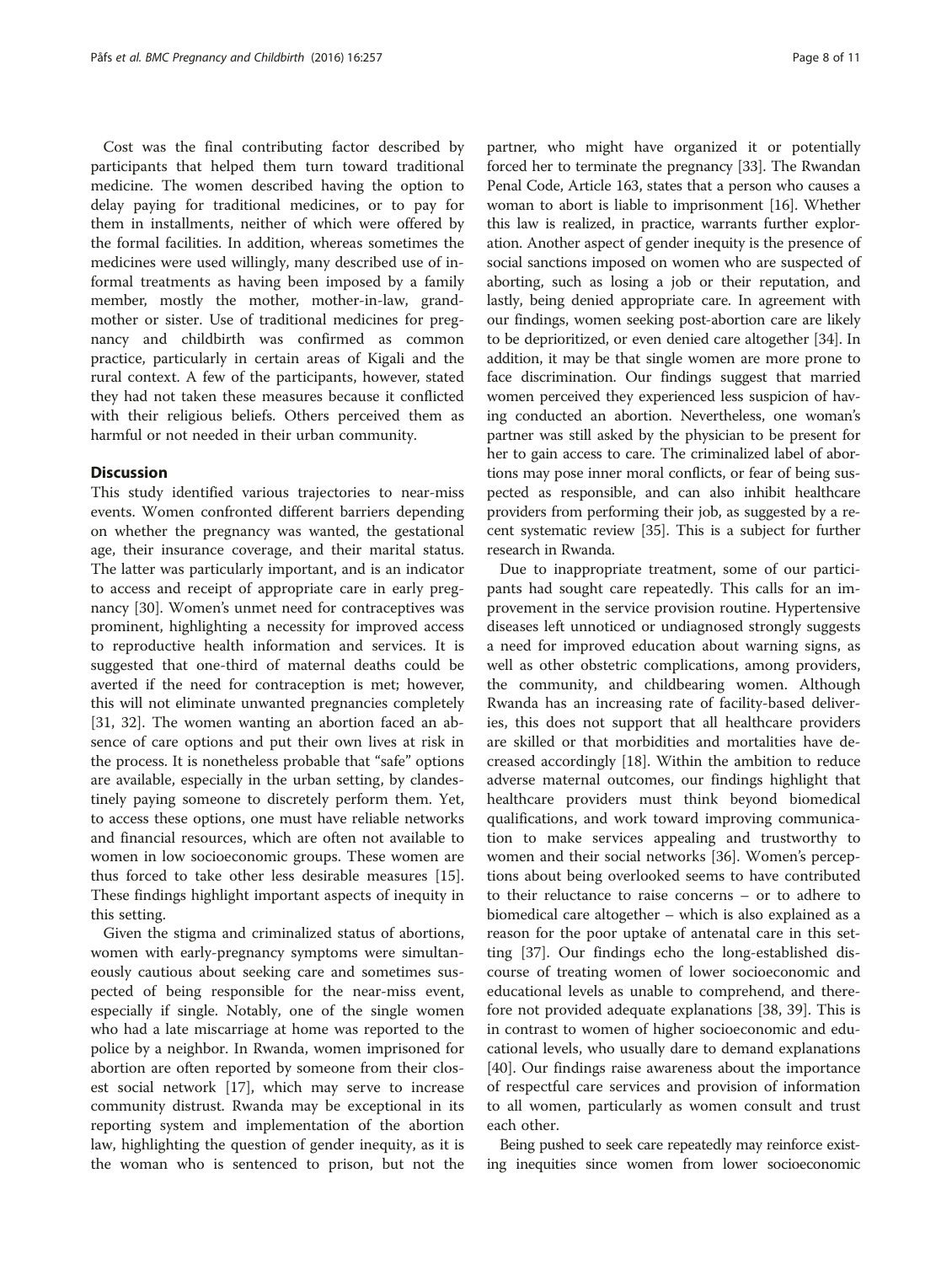Cost was the final contributing factor described by participants that helped them turn toward traditional medicine. The women described having the option to delay paying for traditional medicines, or to pay for them in installments, neither of which were offered by the formal facilities. In addition, whereas sometimes the medicines were used willingly, many described use of informal treatments as having been imposed by a family member, mostly the mother, mother-in-law, grandmother or sister. Use of traditional medicines for pregnancy and childbirth was confirmed as common practice, particularly in certain areas of Kigali and the rural context. A few of the participants, however, stated they had not taken these measures because it conflicted with their religious beliefs. Others perceived them as harmful or not needed in their urban community.

## Discussion

This study identified various trajectories to near-miss events. Women confronted different barriers depending on whether the pregnancy was wanted, the gestational age, their insurance coverage, and their marital status. The latter was particularly important, and is an indicator to access and receipt of appropriate care in early pregnancy [30]. Women's unmet need for contraceptives was prominent, highlighting a necessity for improved access to reproductive health information and services. It is suggested that one-third of maternal deaths could be averted if the need for contraception is met; however, this will not eliminate unwanted pregnancies completely [31, 32]. The women wanting an abortion faced an absence of care options and put their own lives at risk in the process. It is nonetheless probable that "safe" options are available, especially in the urban setting, by clandestinely paying someone to discretely perform them. Yet, to access these options, one must have reliable networks and financial resources, which are often not available to women in low socioeconomic groups. These women are thus forced to take other less desirable measures [15]. These findings highlight important aspects of inequity in this setting.

Given the stigma and criminalized status of abortions, women with early-pregnancy symptoms were simultaneously cautious about seeking care and sometimes suspected of being responsible for the near-miss event, especially if single. Notably, one of the single women who had a late miscarriage at home was reported to the police by a neighbor. In Rwanda, women imprisoned for abortion are often reported by someone from their closest social network [17], which may serve to increase community distrust. Rwanda may be exceptional in its reporting system and implementation of the abortion law, highlighting the question of gender inequity, as it is the woman who is sentenced to prison, but not the partner, who might have organized it or potentially forced her to terminate the pregnancy [33]. The Rwandan Penal Code, Article 163, states that a person who causes a woman to abort is liable to imprisonment [16]. Whether this law is realized, in practice, warrants further exploration. Another aspect of gender inequity is the presence of social sanctions imposed on women who are suspected of aborting, such as losing a job or their reputation, and lastly, being denied appropriate care. In agreement with our findings, women seeking post-abortion care are likely to be deprioritized, or even denied care altogether [34]. In addition, it may be that single women are more prone to face discrimination. Our findings suggest that married women perceived they experienced less suspicion of having conducted an abortion. Nevertheless, one woman's partner was still asked by the physician to be present for her to gain access to care. The criminalized label of abortions may pose inner moral conflicts, or fear of being suspected as responsible, and can also inhibit healthcare providers from performing their job, as suggested by a recent systematic review [35]. This is a subject for further research in Rwanda.

Due to inappropriate treatment, some of our participants had sought care repeatedly. This calls for an improvement in the service provision routine. Hypertensive diseases left unnoticed or undiagnosed strongly suggests a need for improved education about warning signs, as well as other obstetric complications, among providers, the community, and childbearing women. Although Rwanda has an increasing rate of facility-based deliveries, this does not support that all healthcare providers are skilled or that morbidities and mortalities have decreased accordingly [18]. Within the ambition to reduce adverse maternal outcomes, our findings highlight that healthcare providers must think beyond biomedical qualifications, and work toward improving communication to make services appealing and trustworthy to women and their social networks [36]. Women's perceptions about being overlooked seems to have contributed to their reluctance to raise concerns – or to adhere to biomedical care altogether – which is also explained as a reason for the poor uptake of antenatal care in this setting [37]. Our findings echo the long-established discourse of treating women of lower socioeconomic and educational levels as unable to comprehend, and therefore not provided adequate explanations [38, 39]. This is in contrast to women of higher socioeconomic and educational levels, who usually dare to demand explanations [40]. Our findings raise awareness about the importance of respectful care services and provision of information to all women, particularly as women consult and trust each other.

Being pushed to seek care repeatedly may reinforce existing inequities since women from lower socioeconomic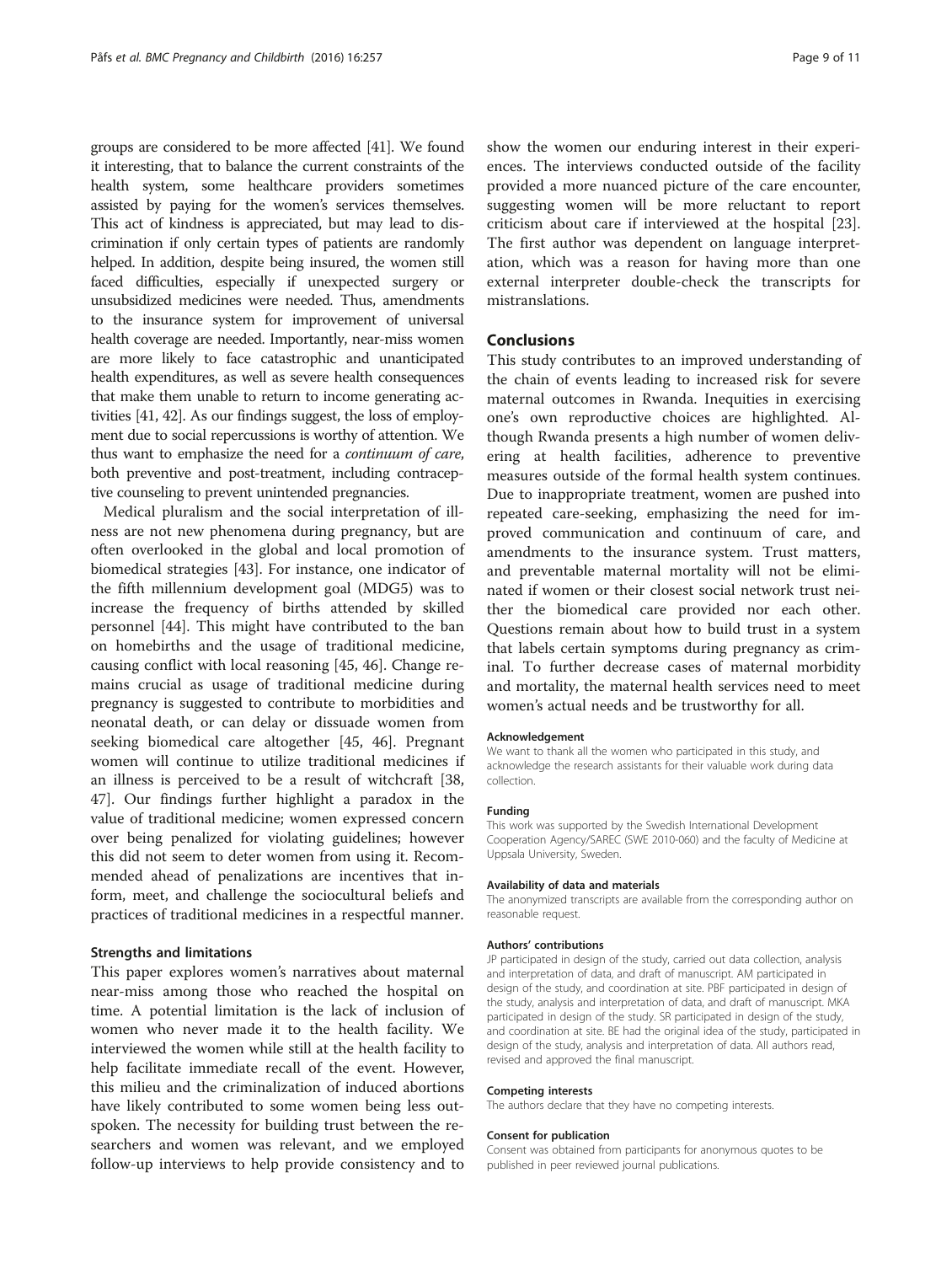groups are considered to be more affected [41]. We found it interesting, that to balance the current constraints of the health system, some healthcare providers sometimes assisted by paying for the women's services themselves. This act of kindness is appreciated, but may lead to discrimination if only certain types of patients are randomly helped. In addition, despite being insured, the women still faced difficulties, especially if unexpected surgery or unsubsidized medicines were needed. Thus, amendments to the insurance system for improvement of universal health coverage are needed. Importantly, near-miss women are more likely to face catastrophic and unanticipated health expenditures, as well as severe health consequences that make them unable to return to income generating activities [41, 42]. As our findings suggest, the loss of employment due to social repercussions is worthy of attention. We thus want to emphasize the need for a *continuum of care*, both preventive and post-treatment, including contraceptive counseling to prevent unintended pregnancies.

Medical pluralism and the social interpretation of illness are not new phenomena during pregnancy, but are often overlooked in the global and local promotion of biomedical strategies [43]. For instance, one indicator of the fifth millennium development goal (MDG5) was to increase the frequency of births attended by skilled personnel [44]. This might have contributed to the ban on homebirths and the usage of traditional medicine, causing conflict with local reasoning [45, 46]. Change remains crucial as usage of traditional medicine during pregnancy is suggested to contribute to morbidities and neonatal death, or can delay or dissuade women from seeking biomedical care altogether [45, 46]. Pregnant women will continue to utilize traditional medicines if an illness is perceived to be a result of witchcraft [38, 47]. Our findings further highlight a paradox in the value of traditional medicine; women expressed concern over being penalized for violating guidelines; however this did not seem to deter women from using it. Recommended ahead of penalizations are incentives that inform, meet, and challenge the sociocultural beliefs and practices of traditional medicines in a respectful manner.

### Strengths and limitations

This paper explores women's narratives about maternal near-miss among those who reached the hospital on time. A potential limitation is the lack of inclusion of women who never made it to the health facility. We interviewed the women while still at the health facility to help facilitate immediate recall of the event. However, this milieu and the criminalization of induced abortions have likely contributed to some women being less outspoken. The necessity for building trust between the researchers and women was relevant, and we employed follow-up interviews to help provide consistency and to show the women our enduring interest in their experiences. The interviews conducted outside of the facility provided a more nuanced picture of the care encounter, suggesting women will be more reluctant to report criticism about care if interviewed at the hospital [23]. The first author was dependent on language interpretation, which was a reason for having more than one external interpreter double-check the transcripts for mistranslations.

## Conclusions

This study contributes to an improved understanding of the chain of events leading to increased risk for severe maternal outcomes in Rwanda. Inequities in exercising one's own reproductive choices are highlighted. Although Rwanda presents a high number of women delivering at health facilities, adherence to preventive measures outside of the formal health system continues. Due to inappropriate treatment, women are pushed into repeated care-seeking, emphasizing the need for improved communication and continuum of care, and amendments to the insurance system. Trust matters, and preventable maternal mortality will not be eliminated if women or their closest social network trust neither the biomedical care provided nor each other. Questions remain about how to build trust in a system that labels certain symptoms during pregnancy as criminal. To further decrease cases of maternal morbidity and mortality, the maternal health services need to meet women's actual needs and be trustworthy for all.

#### Acknowledgement

We want to thank all the women who participated in this study, and acknowledge the research assistants for their valuable work during data collection.

#### Funding

This work was supported by the Swedish International Development Cooperation Agency/SAREC (SWE 2010-060) and the faculty of Medicine at Uppsala University, Sweden.

#### Availability of data and materials

The anonymized transcripts are available from the corresponding author on reasonable request.

#### Authors' contributions

JP participated in design of the study, carried out data collection, analysis and interpretation of data, and draft of manuscript. AM participated in design of the study, and coordination at site. PBF participated in design of the study, analysis and interpretation of data, and draft of manuscript. MKA participated in design of the study. SR participated in design of the study, and coordination at site. BE had the original idea of the study, participated in design of the study, analysis and interpretation of data. All authors read, revised and approved the final manuscript.

#### Competing interests

The authors declare that they have no competing interests.

#### Consent for publication

Consent was obtained from participants for anonymous quotes to be published in peer reviewed journal publications.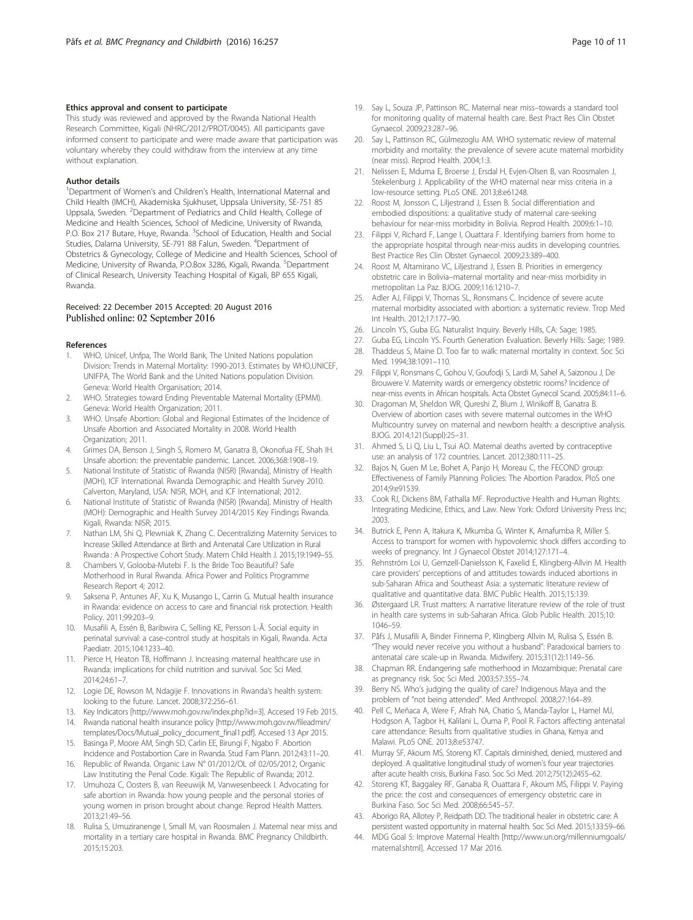#### Ethics approval and consent to participate

This study was reviewed and approved by the Rwanda National Health Research Committee, Kigali (NHRC/2012/PROT/0045). All participants gave informed consent to participate and were made aware that participation was voluntary whereby they could withdraw from the interview at any time without explanation.

#### Author details

[1]Department of Women's and Children's Health, International Maternal and Child Health (IMCH), Akademiska Sjukhuset, Uppsala University, SE-751 85 Uppsala, Sweden. [2]Department of Pediatrics and Child Health, College of Medicine and Health Sciences, School of Medicine, University of Rwanda, P.O. Box 217 Butare, Huye, Rwanda. [3]School of Education, Health and Social Studies, Dalarna University, SE-791 88 Falun, Sweden. [4]Department of Obstetrics & Gynecology, College of Medicine and Health Sciences, School of Medicine, University of Rwanda, P.O.Box 3286, Kigali, Rwanda. [5]Department of Clinical Research, University Teaching Hospital of Kigali, BP 655 Kigali, Rwanda.

Received: 22 December 2015 Accepted: 20 August 2016
Published online: 02 September 2016

#### References

1. WHO, Unicef, Unfpa, The World Bank, The United Nations population Division: Trends in Maternal Mortality: 1990-2013. Estimates by WHO,UNICEF, UNIFPA, The World Bank and the United Nations population Division. Geneva: World Health Organisation; 2014.
2. WHO. Strategies toward Ending Preventable Maternal Mortality (EPMM). Geneva: World Health Organization; 2011.
3. WHO. Unsafe Abortion: Global and Regional Estimates of the Incidence of Unsafe Abortion and Associated Mortality in 2008. World Health Organization; 2011.
4. Grimes DA, Benson J, Singh S, Romero M, Ganatra B, Okonofua FE, Shah IH. Unsafe abortion: the preventable pandemic. Lancet. 2006;368:1908–19.
5. National Institute of Statistic of Rwanda (NISR) [Rwanda], Ministry of Health (MOH), ICF International. Rwanda Demographic and Health Survey 2010. Calverton, Maryland, USA: NISR, MOH, and ICF International; 2012.
6. National Institute of Statistic of Rwanda (NISR) [Rwanda]. Ministry of Health (MOH): Demographic and Health Survey 2014/2015 Key Findings Rwanda. Kigali, Rwanda: NISR; 2015.
7. Nathan LM, Shi Q, Plewniak K, Zhang C. Decentralizing Maternity Services to Increase Skilled Attendance at Birth and Antenatal Care Utilization in Rural Rwanda : A Prospective Cohort Study. Matern Child Health J. 2015;19:1949–55.
8. Chambers V, Golooba-Mutebi F. Is the Bride Too Beautiful? Safe Motherhood in Rural Rwanda. Africa Power and Politics Programme Research Report 4; 2012.
9. Saksena P, Antunes AF, Xu K, Musango L, Carrin G. Mutual health insurance in Rwanda: evidence on access to care and financial risk protection. Health Policy. 2011;99:203–9.
10. Musafili A, Essén B, Baribwira C, Selling KE, Persson L-Å. Social equity in perinatal survival: a case-control study at hospitals in Kigali, Rwanda. Acta Paediatr. 2015;104:1233–40.
11. Pierce H, Heaton TB, Hoffmann J. Increasing maternal healthcare use in Rwanda: implications for child nutrition and survival. Soc Sci Med. 2014;24:61–7.
12. Logie DE, Rowson M, Ndagije F. Innovations in Rwanda's health system: looking to the future. Lancet. 2008;372:256–61.
13. Key Indicators [http://www.moh.gov.rw/index.php?id=3]. Accesed 19 Feb 2015.
14. Rwanda national health insurance policy [http://www.moh.gov.rw/fileadmin/templates/Docs/Mutual_policy_document_final1.pdf]. Accesed 13 Apr 2015.
15. Basinga P, Moore AM, Singh SD, Carlin EE, Birungi F, Ngabo F. Abortion Incidence and Postabortion Care in Rwanda. Stud Fam Plann. 2012;43:11–20.
16. Republic of Rwanda. Organic Law N° 01/2012/OL of 02/05/2012, Organic Law Instituting the Penal Code. Kigali: The Republic of Rwanda; 2012.
17. Umuhoza C, Oosters B, van Reeuwijk M, Vanwesenbeeck I. Advocating for safe abortion in Rwanda: how young people and the personal stories of young women in prison brought about change. Reprod Health Matters. 2013;21:49–56.
18. Rulisa S, Umuziranenge I, Small M, van Roosmalen J. Maternal near miss and mortality in a tertiary care hospital in Rwanda. BMC Pregnancy Childbirth. 2015;15:203.
19. Say L, Souza JP, Pattinson RC. Maternal near miss–towards a standard tool for monitoring quality of maternal health care. Best Pract Res Clin Obstet Gynaecol. 2009;23:287–96.
20. Say L, Pattinson RC, Gülmezoglu AM. WHO systematic review of maternal morbidity and mortality: the prevalence of severe acute maternal morbidity (near miss). Reprod Health. 2004;1:3.
21. Nelissen E, Mduma E, Broerse J, Ersdal H, Evjen-Olsen B, van Roosmalen J, Stekelenburg J. Applicability of the WHO maternal near miss criteria in a low-resource setting. PLoS ONE. 2013;8:e61248.
22. Roost M, Jonsson C, Liljestrand J, Essen B. Social differentiation and embodied dispositions: a qualitative study of maternal care-seeking behaviour for near-miss morbidity in Bolivia. Reprod Health. 2009;6:1–10.
23. Filippi V, Richard F, Lange I, Ouattara F. Identifying barriers from home to the appropriate hospital through near-miss audits in developing countries. Best Practice Res Clin Obstet Gynaecol. 2009;23:389–400.
24. Roost M, Altamirano VC, Liljestrand J, Essen B. Priorities in emergency obstetric care in Bolivia–maternal mortality and near-miss morbidity in metropolitan La Paz. BJOG. 2009;116:1210–7.
25. Adler AJ, Filippi V, Thomas SL, Ronsmans C. Incidence of severe acute maternal morbidity associated with abortion: a systematic review. Trop Med Int Health. 2012;17:177–90.
26. Lincoln YS, Guba EG. Naturalist Inquiry. Beverly Hills, CA: Sage; 1985.
27. Guba EG, Lincoln YS. Fourth Generation Evaluation. Beverly Hills: Sage; 1989.
28. Thaddeus S, Maine D. Too far to walk: maternal mortality in context. Soc Sci Med. 1994;38:1091–110.
29. Filippi V, Ronsmans C, Gohou V, Goufodji S, Lardi M, Sahel A, Saizonou J, De Brouwere V. Maternity wards or emergency obstetric rooms? Incidence of near-miss events in African hospitals. Acta Obstet Gynecol Scand. 2005;84:11–6.
30. Dragoman M, Sheldon WR, Qureshi Z, Blum J, Winikoff B, Ganatra B. Overview of abortion cases with severe maternal outcomes in the WHO Multicountry survey on maternal and newborn health: a descriptive analysis. BJOG. 2014;121(Suppl):25–31.
31. Ahmed S, Li Q, Liu L, Tsui AO. Maternal deaths averted by contraceptive use: an analysis of 172 countries. Lancet. 2012;380:111–25.
32. Bajos N, Guen M Le, Bohet A, Panjo H, Moreau C, the FECOND group: Effectiveness of Family Planning Policies: The Abortion Paradox. PloS one 2014;9:e91539.
33. Cook RJ, Dickens BM, Fathalla MF. Reproductive Health and Human Rights: Integrating Medicine, Ethics, and Law. New York: Oxford University Press Inc; 2003.
34. Butrick E, Penn A, Itakura K, Mkumba G, Winter K, Amafumba R, Miller S. Access to transport for women with hypovolemic shock differs according to weeks of pregnancy. Int J Gynaecol Obstet 2014;127:171–4.
35. Rehnström Loi U, Gemzell-Danielsson K, Faxelid E, Klingberg-Allvin M. Health care providers' perceptions of and attitudes towards induced abortions in sub-Saharan Africa and Southeast Asia: a systematic literature review of qualitative and quantitative data. BMC Public Health. 2015;15:139.
36. Østergaard LR. Trust matters: A narrative literature review of the role of trust in health care systems in sub-Saharan Africa. Glob Public Health. 2015;10:1046–59.
37. Påfs J, Musafili A, Binder Finnema P, Klingberg Allvin M, Rulisa S, Essén B. "They would never receive you without a husband": Paradoxical barriers to antenatal care scale-up in Rwanda. Midwifery. 2015;31(12):1149–56.
38. Chapman RR. Endangering safe motherhood in Mozambique: Prenatal care as pregnancy risk. Soc Sci Med. 2003;57:355–74.
39. Berry NS. Who's judging the quality of care? Indigenous Maya and the problem of "not being attended". Med Anthropol. 2008;27:164–89.
40. Pell C, Meñaca A, Were F, Afrah NA, Chatio S, Manda-Taylor L, Hamel MJ, Hodgson A, Tagbor H, Kalilani L, Ouma P, Pool R. Factors affecting antenatal care attendance: Results from qualitative studies in Ghana, Kenya and Malawi. PLoS ONE. 2013;8:e53747.
41. Murray SF, Akoum MS, Storeng KT. Capitals diminished, denied, mustered and deployed. A qualitative longitudinal study of women's four year trajectories after acute health crisis, Burkina Faso. Soc Sci Med. 2012;75(12):2455–62.
42. Storeng KT, Baggaley RF, Ganaba R, Ouattara F, Akoum MS, Filippi V. Paying the price: the cost and consequences of emergency obstetric care in Burkina Faso. Soc Sci Med. 2008;66:545–57.
43. Aborigo RA, Allotey P, Reidpath DD. The traditional healer in obstetric care: A persistent wasted opportunity in maternal health. Soc Sci Med. 2015;133:59–66.
44. MDG Goal 5: Improve Maternal Health [http://www.un.org/millenniumgoals/maternal.shtml]. Accessed 17 Mar 2016.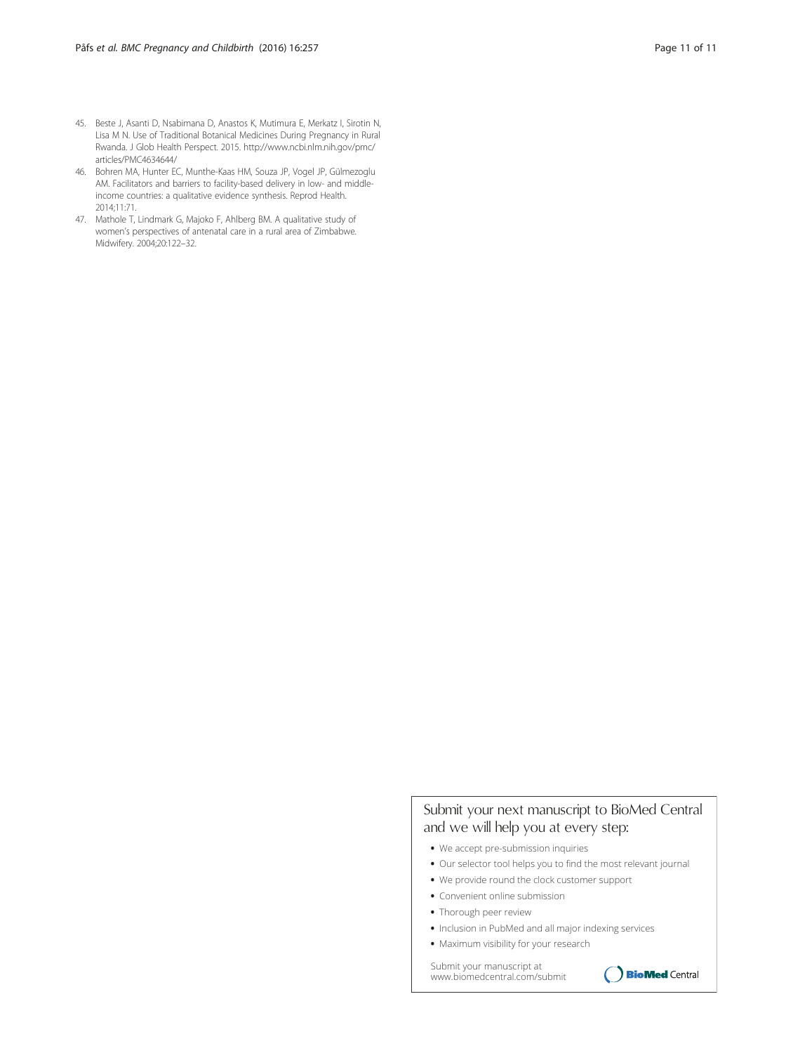45. Beste J, Asanti D, Nsabimana D, Anastos K, Mutimura E, Merkatz I, Sirotin N, Lisa M N. Use of Traditional Botanical Medicines During Pregnancy in Rural Rwanda. J Glob Health Perspect. 2015. http://www.ncbi.nlm.nih.gov/pmc/articles/PMC4634644/
46. Bohren MA, Hunter EC, Munthe-Kaas HM, Souza JP, Vogel JP, Gülmezoglu AM. Facilitators and barriers to facility-based delivery in low- and middle-income countries: a qualitative evidence synthesis. Reprod Health. 2014;11:71.
47. Mathole T, Lindmark G, Majoko F, Ahlberg BM. A qualitative study of women's perspectives of antenatal care in a rural area of Zimbabwe. Midwifery. 2004;20:122–32.

Submit your next manuscript to BioMed Central and we will help you at every step:

- We accept pre-submission inquiries
- Our selector tool helps you to find the most relevant journal
- We provide round the clock customer support
- Convenient online submission
- Thorough peer review
- Inclusion in PubMed and all major indexing services
- Maximum visibility for your research

Submit your manuscript at
www.biomedcentral.com/submit

BioMed Central